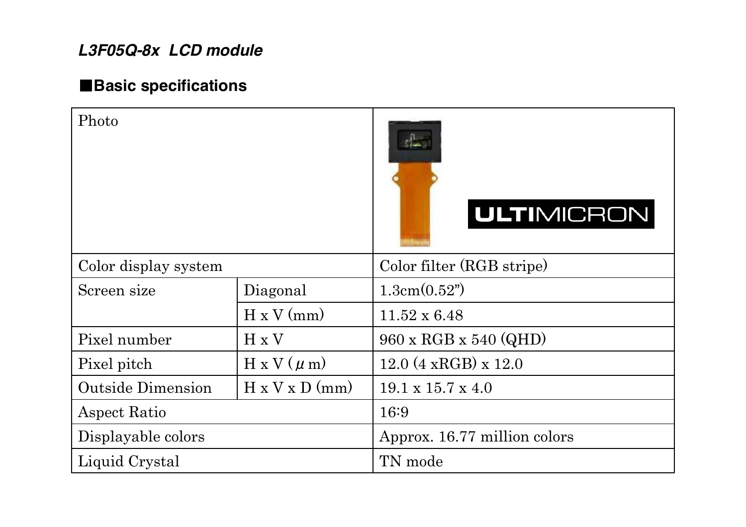***L3F05Q-8x  LCD module***

## ■Basic specifications

| | | |
|---|---|---|
| Photo | | ULTIMICRON |
| Color display system | | Color filter (RGB stripe) |
| Screen size | Diagonal | 1.3cm(0.52”) |
| | H x V (mm) | 11.52 x 6.48 |
| Pixel number | H x V | 960 x RGB x 540 (QHD) |
| Pixel pitch | H x V (μm) | 12.0 (4 xRGB) x 12.0 |
| Outside Dimension | H x V x D (mm) | 19.1 x 15.7 x 4.0 |
| Aspect Ratio | | 16:9 |
| Displayable colors | | Approx. 16.77 million colors |
| Liquid Crystal | | TN mode |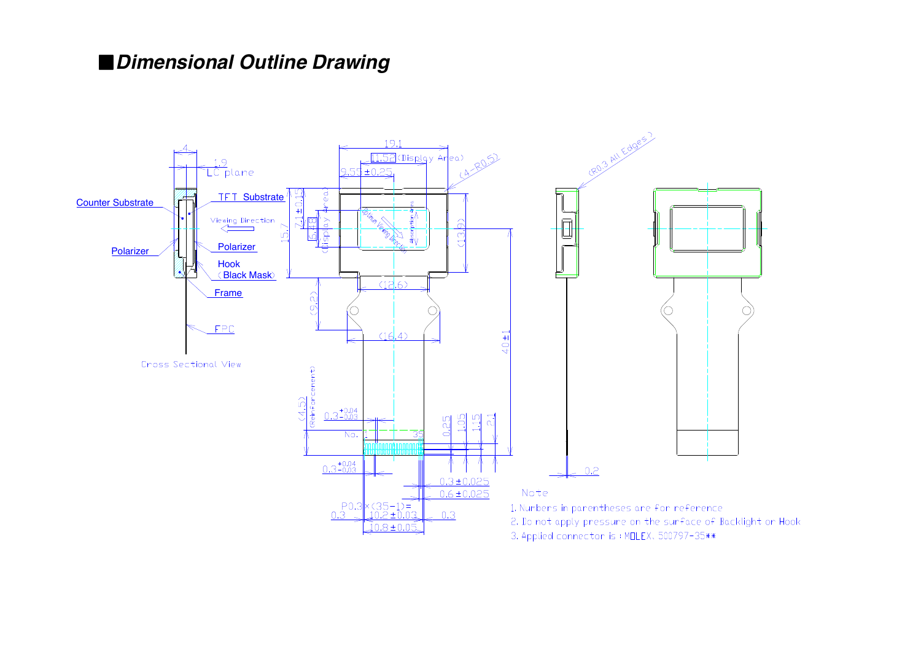## Dimensional Outline Drawing

Counter Substrate

Polarizer

TFT Substrate

Viewing Direction

Polarizer

Hook
(Black Mask)

Frame

FPC

LC plane

Cross Sectional View

19.1

11.52 (Display Area)

9.55±0.25

(4-R0.5)

(R0.3 All Edges)

7.1±0.15

6.48

(Display Area)

15.7

(13.9)

(12.6)

(9.2)

(16.4)

40±1

(4.5) (Reinforcement)

$0.3^{+0.04}_{-0.03}$

No. 1 35

0.25 1.05 1.5 2.1

$0.3^{+0.04}_{-0.03}$

0.3±0.025

0.6±0.025

P0.3×(35−1)=

0.3 10.2±0.03 0.3

10.8±0.05

0.2

Note

1. Numbers in parentheses are for reference
2. Do not apply pressure on the surface of Backlight or Hook
3. Applied connector is : MOLEX. 500797-35**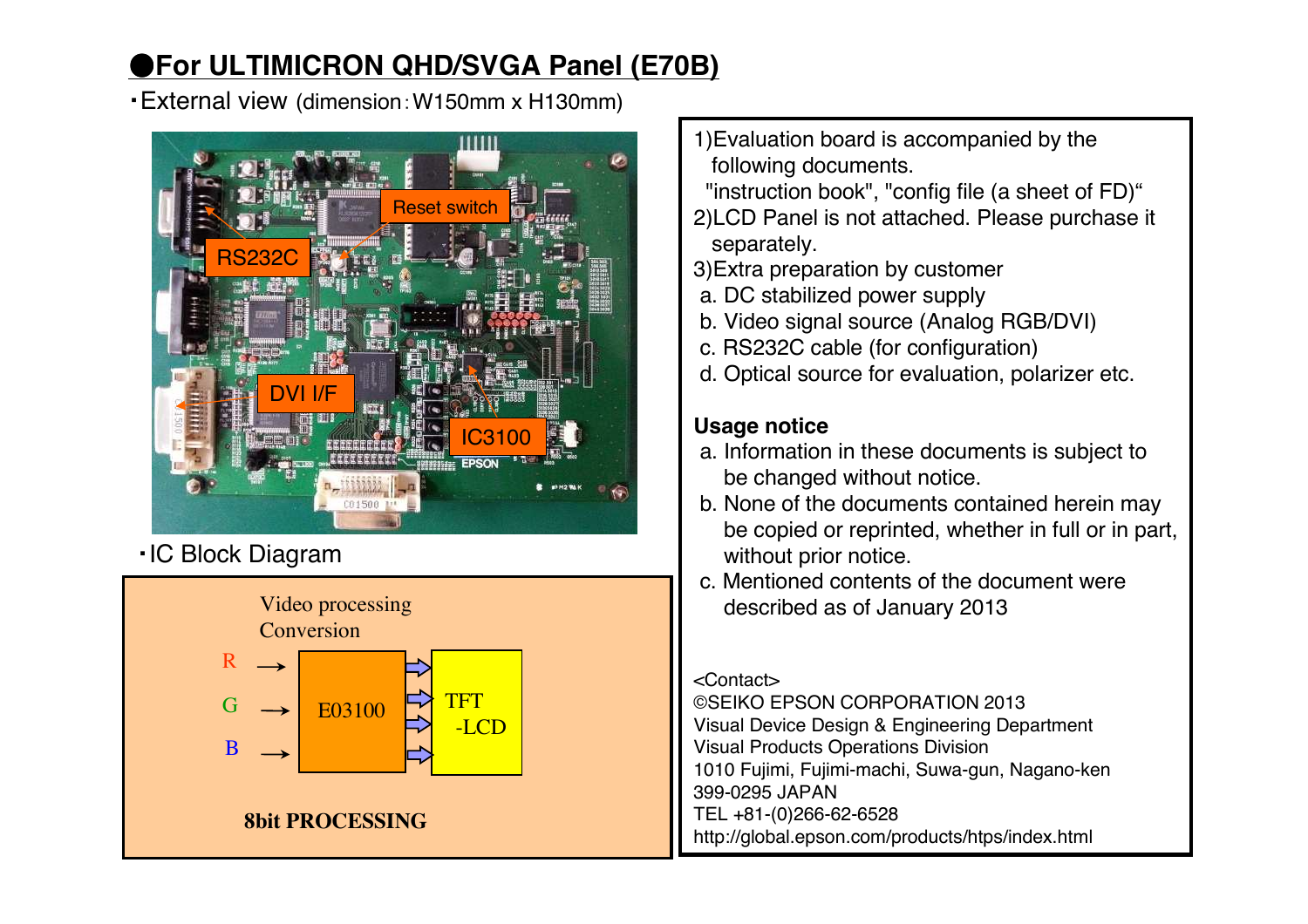# ●For ULTIMICRON QHD/SVGA Panel (E70B)

・External view (dimension：W150mm x H130mm)

RS232C

Reset switch

DVI I/F

IC3100

・IC Block Diagram

Video processing
Conversion

R

G

B

E03100

TFT
-LCD

8bit PROCESSING

1)Evaluation board is accompanied by the following documents.
"instruction book", "config file (a sheet of FD)"

2)LCD Panel is not attached. Please purchase it separately.

3)Extra preparation by customer

a. DC stabilized power supply

b. Video signal source (Analog RGB/DVI)

c. RS232C cable (for configuration)

d. Optical source for evaluation, polarizer etc.

**Usage notice**

a. Information in these documents is subject to be changed without notice.

b. None of the documents contained herein may be copied or reprinted, whether in full or in part, without prior notice.

c. Mentioned contents of the document were described as of January 2013

<Contact>
©SEIKO EPSON CORPORATION 2013
Visual Device Design & Engineering Department
Visual Products Operations Division
1010 Fujimi, Fujimi-machi, Suwa-gun, Nagano-ken
399-0295 JAPAN
TEL +81-(0)266-62-6528
http://global.epson.com/products/htps/index.html